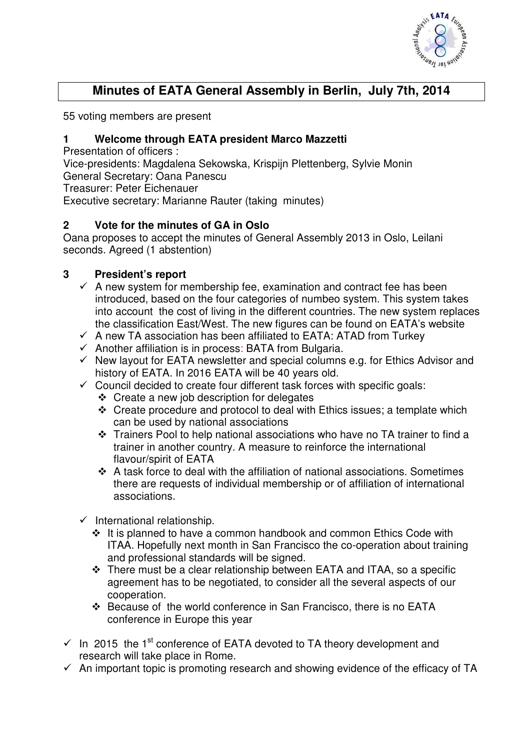# Minutes of EATA General Assembly in Berlin, July 7th, 2014

55 voting members are present

## 1 Welcome through EATA president Marco Mazzetti

Presentation of officers :
Vice-presidents: Magdalena Sekowska, Krispijn Plettenberg, Sylvie Monin
General Secretary: Oana Panescu
Treasurer: Peter Eichenauer
Executive secretary: Marianne Rauter (taking minutes)

## 2 Vote for the minutes of GA in Oslo

Oana proposes to accept the minutes of General Assembly 2013 in Oslo, Leilani seconds. Agreed (1 abstention)

## 3 President's report

- ✓ A new system for membership fee, examination and contract fee has been introduced, based on the four categories of numbeo system. This system takes into account the cost of living in the different countries. The new system replaces the classification East/West. The new figures can be found on EATA's website
- ✓ A new TA association has been affiliated to EATA: ATAD from Turkey
- ✓ Another affiliation is in process: BATA from Bulgaria.
- ✓ New layout for EATA newsletter and special columns e.g. for Ethics Advisor and history of EATA. In 2016 EATA will be 40 years old.
- ✓ Council decided to create four different task forces with specific goals:
  - ❖ Create a new job description for delegates
  - ❖ Create procedure and protocol to deal with Ethics issues; a template which can be used by national associations
  - ❖ Trainers Pool to help national associations who have no TA trainer to find a trainer in another country. A measure to reinforce the international flavour/spirit of EATA
  - ❖ A task force to deal with the affiliation of national associations. Sometimes there are requests of individual membership or of affiliation of international associations.
- ✓ International relationship.
  - ❖ It is planned to have a common handbook and common Ethics Code with ITAA. Hopefully next month in San Francisco the co-operation about training and professional standards will be signed.
  - ❖ There must be a clear relationship between EATA and ITAA, so a specific agreement has to be negotiated, to consider all the several aspects of our cooperation.
  - ❖ Because of the world conference in San Francisco, there is no EATA conference in Europe this year
- ✓ In 2015 the 1st conference of EATA devoted to TA theory development and research will take place in Rome.
- ✓ An important topic is promoting research and showing evidence of the efficacy of TA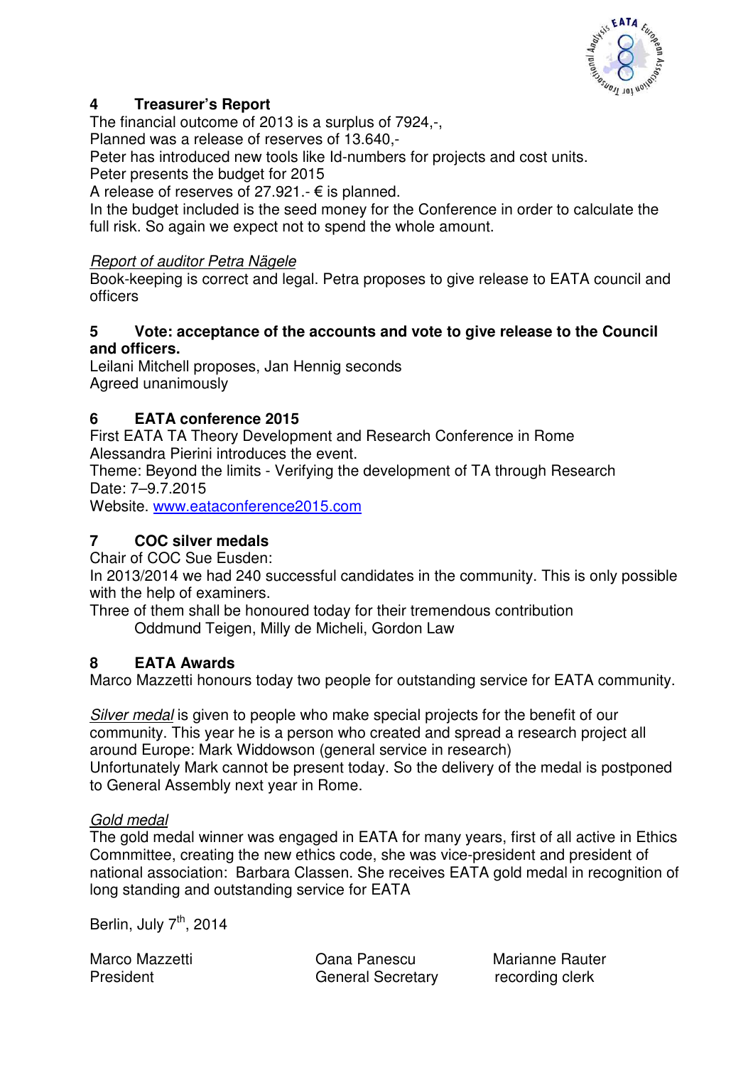## 4 Treasurer's Report

The financial outcome of 2013 is a surplus of 7924,-,
Planned was a release of reserves of 13.640,-
Peter has introduced new tools like Id-numbers for projects and cost units.
Peter presents the budget for 2015
A release of reserves of 27.921.- € is planned.
In the budget included is the seed money for the Conference in order to calculate the full risk. So again we expect not to spend the whole amount.

*Report of auditor Petra Nägele*

Book-keeping is correct and legal. Petra proposes to give release to EATA council and officers

## 5 Vote: acceptance of the accounts and vote to give release to the Council and officers.

Leilani Mitchell proposes, Jan Hennig seconds
Agreed unanimously

## 6 EATA conference 2015

First EATA TA Theory Development and Research Conference in Rome
Alessandra Pierini introduces the event.
Theme: Beyond the limits - Verifying the development of TA through Research
Date: 7–9.7.2015
Website. www.eataconference2015.com

## 7 COC silver medals

Chair of COC Sue Eusden:
In 2013/2014 we had 240 successful candidates in the community. This is only possible with the help of examiners.
Three of them shall be honoured today for their tremendous contribution
Oddmund Teigen, Milly de Micheli, Gordon Law

## 8 EATA Awards

Marco Mazzetti honours today two people for outstanding service for EATA community.

*Silver medal* is given to people who make special projects for the benefit of our community. This year he is a person who created and spread a research project all around Europe: Mark Widdowson (general service in research)
Unfortunately Mark cannot be present today. So the delivery of the medal is postponed to General Assembly next year in Rome.

*Gold medal*

The gold medal winner was engaged in EATA for many years, first of all active in Ethics Comnmittee, creating the new ethics code, she was vice-president and president of national association: Barbara Classen. She receives EATA gold medal in recognition of long standing and outstanding service for EATA

Berlin, July 7th, 2014

| | | |
|---|---|---|
| Marco Mazzetti | Oana Panescu | Marianne Rauter |
| President | General Secretary | recording clerk |